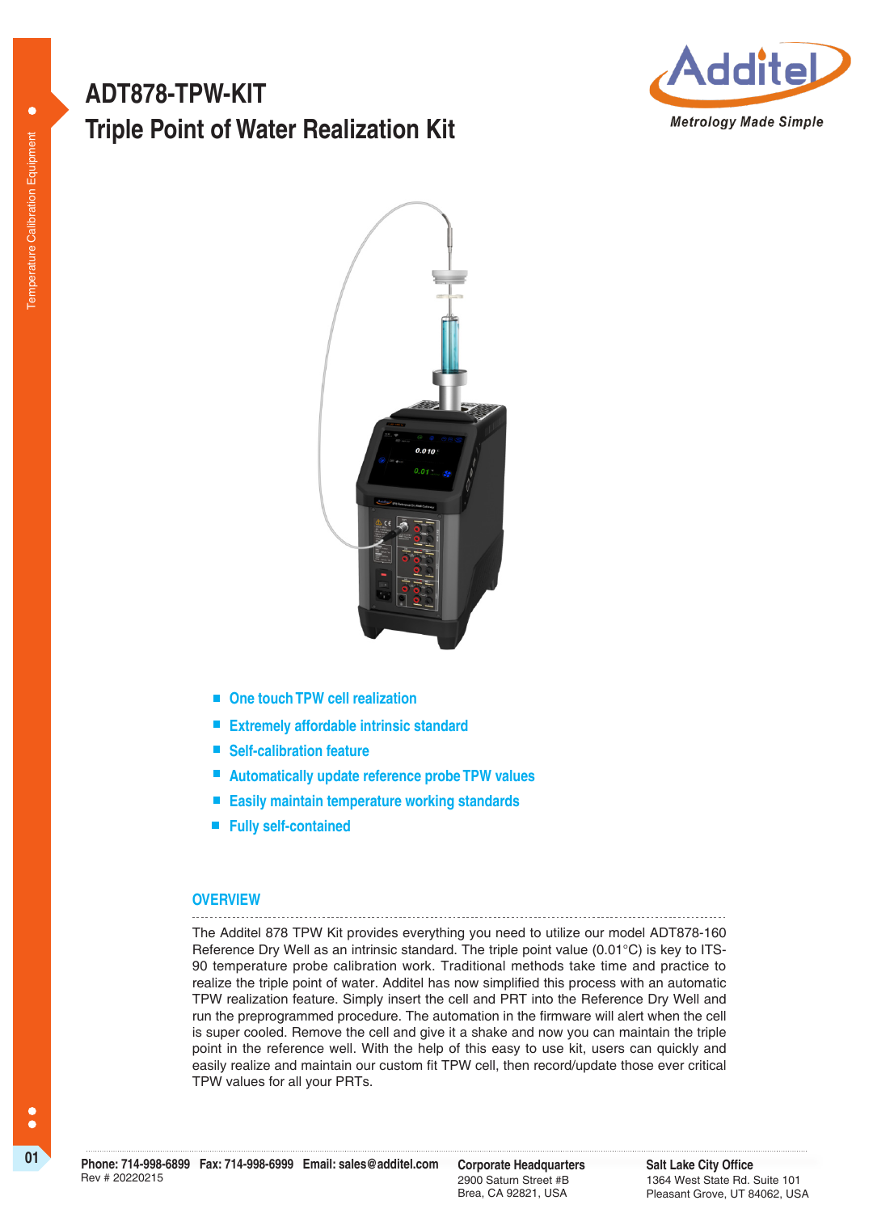# ADT878-TPW-KIT
# Triple Point of Water Realization Kit

- One touch TPW cell realization
- Extremely affordable intrinsic standard
- Self-calibration feature
- Automatically update reference probe TPW values
- Easily maintain temperature working standards
- Fully self-contained

## OVERVIEW

The Additel 878 TPW Kit provides everything you need to utilize our model ADT878-160 Reference Dry Well as an intrinsic standard. The triple point value (0.01°C) is key to ITS-90 temperature probe calibration work. Traditional methods take time and practice to realize the triple point of water. Additel has now simplified this process with an automatic TPW realization feature. Simply insert the cell and PRT into the Reference Dry Well and run the preprogrammed procedure. The automation in the firmware will alert when the cell is super cooled. Remove the cell and give it a shake and now you can maintain the triple point in the reference well. With the help of this easy to use kit, users can quickly and easily realize and maintain our custom fit TPW cell, then record/update those ever critical TPW values for all your PRTs.

**Phone: 714-998-6899 Fax: 714-998-6999 Email: sales@additel.com**
Rev # 20220215

**Corporate Headquarters**
2900 Saturn Street #B
Brea, CA 92821, USA

**Salt Lake City Office**
1364 West State Rd. Suite 101
Pleasant Grove, UT 84062, USA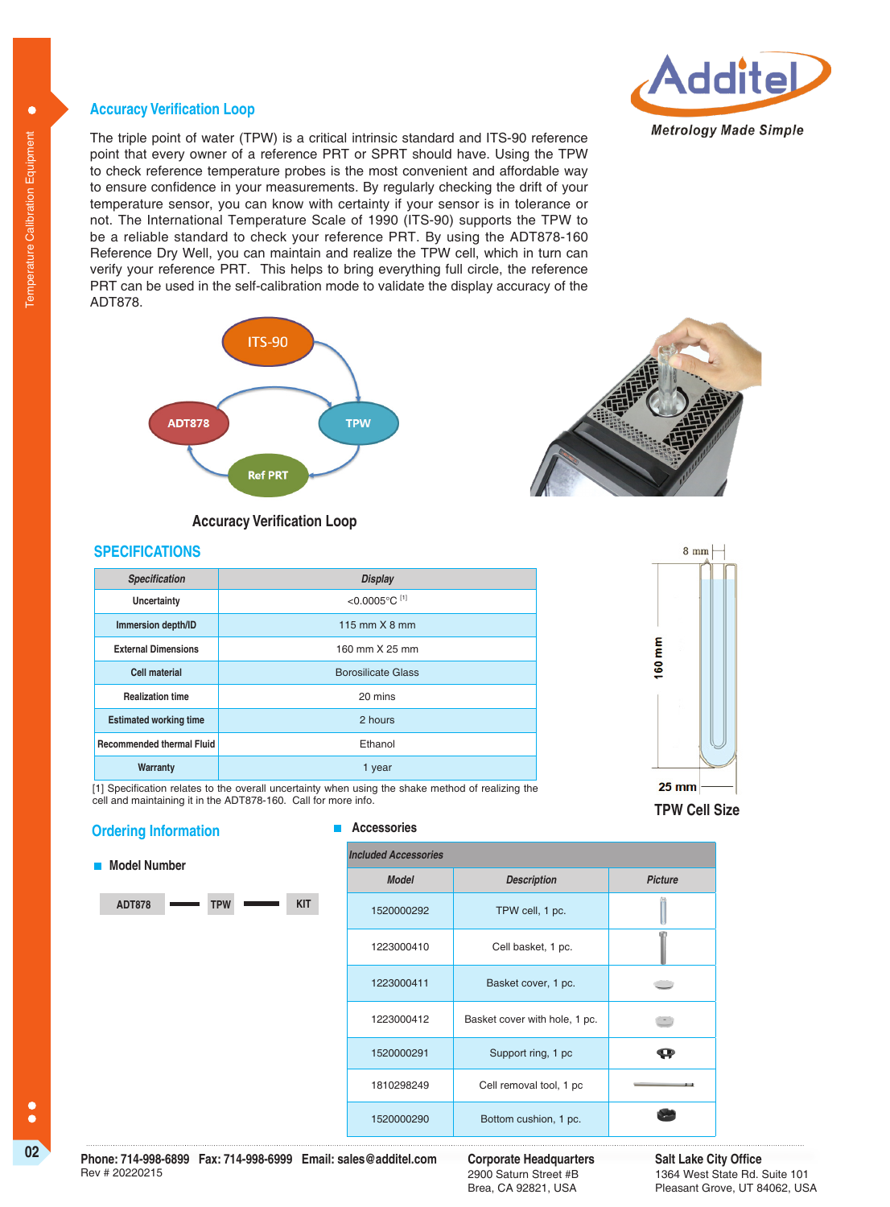## Accuracy Verification Loop

The triple point of water (TPW) is a critical intrinsic standard and ITS-90 reference point that every owner of a reference PRT or SPRT should have. Using the TPW to check reference temperature probes is the most convenient and affordable way to ensure confidence in your measurements. By regularly checking the drift of your temperature sensor, you can know with certainty if your sensor is in tolerance or not. The International Temperature Scale of 1990 (ITS-90) supports the TPW to be a reliable standard to check your reference PRT. By using the ADT878-160 Reference Dry Well, you can maintain and realize the TPW cell, which in turn can verify your reference PRT. This helps to bring everything full circle, the reference PRT can be used in the self-calibration mode to validate the display accuracy of the ADT878.

ITS-90
TPW
ADT878
Ref PRT

**Accuracy Verification Loop**

## SPECIFICATIONS

| Specification | Display |
|---|---|
| Uncertainty | <0.0005°C [1] |
| Immersion depth/ID | 115 mm X 8 mm |
| External Dimensions | 160 mm X 25 mm |
| Cell material | Borosilicate Glass |
| Realization time | 20 mins |
| Estimated working time | 2 hours |
| Recommended thermal Fluid | Ethanol |
| Warranty | 1 year |

[1] Specification relates to the overall uncertainty when using the shake method of realizing the cell and maintaining it in the ADT878-160. Call for more info.

8 mm
160 mm
25 mm

**TPW Cell Size**

## Ordering Information

### Model Number

ADT878 — TPW — KIT

### Accessories

| Included Accessories | | |
|---|---|---|
| **Model** | **Description** | **Picture** |
| 1520000292 | TPW cell, 1 pc. | |
| 1223000410 | Cell basket, 1 pc. | |
| 1223000411 | Basket cover, 1 pc. | |
| 1223000412 | Basket cover with hole, 1 pc. | |
| 1520000291 | Support ring, 1 pc | |
| 1810298249 | Cell removal tool, 1 pc | |
| 1520000290 | Bottom cushion, 1 pc. | |

**Phone: 714-998-6899 Fax: 714-998-6999 Email: sales@additel.com**
Rev # 20220215

**Corporate Headquarters**
2900 Saturn Street #B
Brea, CA 92821, USA

**Salt Lake City Office**
1364 West State Rd. Suite 101
Pleasant Grove, UT 84062, USA